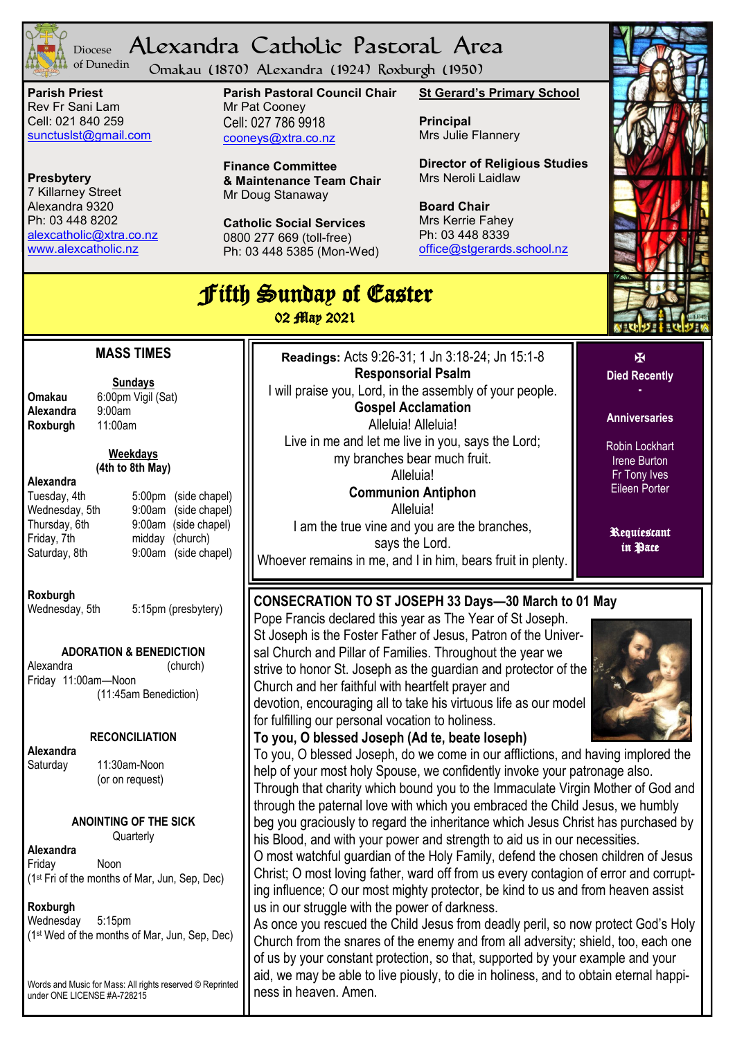# Alexandra Catholic Pastoral Area

Diocese of Dunedin

Omakau (1870) Alexandra (1924) Roxburgh (1950)

**Parish Priest**
Rev Fr Sani Lam
Cell: 021 840 259
sunctuslst@gmail.com

**Presbytery**
7 Killarney Street
Alexandra 9320
Ph: 03 448 8202
alexcatholic@xtra.co.nz
www.alexcatholic.nz

**Parish Pastoral Council Chair**
Mr Pat Cooney
Cell: 027 786 9918
cooneys@xtra.co.nz

**Finance Committee & Maintenance Team Chair**
Mr Doug Stanaway

**Catholic Social Services**
0800 277 669 (toll-free)
Ph: 03 448 5385 (Mon-Wed)

**St Gerard's Primary School**

**Principal**
Mrs Julie Flannery

**Director of Religious Studies**
Mrs Neroli Laidlaw

**Board Chair**
Mrs Kerrie Fahey
Ph: 03 448 8339
office@stgerards.school.nz

# Fifth Sunday of Easter

02 May 2021

## MASS TIMES

**Sundays**

| | |
|---|---|
| **Omakau** | 6:00pm Vigil (Sat) |
| **Alexandra** | 9:00am |
| **Roxburgh** | 11:00am |

**Weekdays (4th to 8th May)**

**Alexandra**

| | | |
|---|---|---|
| Tuesday, 4th | 5:00pm | (side chapel) |
| Wednesday, 5th | 9:00am | (side chapel) |
| Thursday, 6th | 9:00am | (side chapel) |
| Friday, 7th | midday | (church) |
| Saturday, 8th | 9:00am | (side chapel) |

**Roxburgh**
Wednesday, 5th 5:15pm (presbytery)

**ADORATION & BENEDICTION**
Alexandra (church)
Friday 11:00am—Noon
(11:45am Benediction)

**RECONCILIATION**
**Alexandra**
Saturday 11:30am-Noon
(or on request)

**ANOINTING OF THE SICK**
Quarterly

**Alexandra**
Friday Noon
(1st Fri of the months of Mar, Jun, Sep, Dec)

**Roxburgh**
Wednesday 5:15pm
(1st Wed of the months of Mar, Jun, Sep, Dec)

Words and Music for Mass: All rights reserved © Reprinted under ONE LICENSE #A-728215

**Readings:** Acts 9:26-31; 1 Jn 3:18-24; Jn 15:1-8

**Responsorial Psalm**
I will praise you, Lord, in the assembly of your people.

**Gospel Acclamation**
Alleluia! Alleluia!
Live in me and let me live in you, says the Lord;
my branches bear much fruit.
Alleluia!

**Communion Antiphon**
Alleluia!
I am the true vine and you are the branches,
says the Lord.
Whoever remains in me, and I in him, bears fruit in plenty.

✠

**Died Recently**

-

**Anniversaries**

Robin Lockhart
Irene Burton
Fr Tony Ives
Eileen Porter

**Requiescant in Pace**

## CONSECRATION TO ST JOSEPH 33 Days—30 March to 01 May

Pope Francis declared this year as The Year of St Joseph. St Joseph is the Foster Father of Jesus, Patron of the Universal Church and Pillar of Families. Throughout the year we strive to honor St. Joseph as the guardian and protector of the Church and her faithful with heartfelt prayer and devotion, encouraging all to take his virtuous life as our model for fulfilling our personal vocation to holiness.

**To you, O blessed Joseph (Ad te, beate Ioseph)**

To you, O blessed Joseph, do we come in our afflictions, and having implored the help of your most holy Spouse, we confidently invoke your patronage also. Through that charity which bound you to the Immaculate Virgin Mother of God and through the paternal love with which you embraced the Child Jesus, we humbly beg you graciously to regard the inheritance which Jesus Christ has purchased by his Blood, and with your power and strength to aid us in our necessities.
O most watchful guardian of the Holy Family, defend the chosen children of Jesus Christ; O most loving father, ward off from us every contagion of error and corrupting influence; O our most mighty protector, be kind to us and from heaven assist us in our struggle with the power of darkness.
As once you rescued the Child Jesus from deadly peril, so now protect God's Holy Church from the snares of the enemy and from all adversity; shield, too, each one of us by your constant protection, so that, supported by your example and your aid, we may be able to live piously, to die in holiness, and to obtain eternal happiness in heaven. Amen.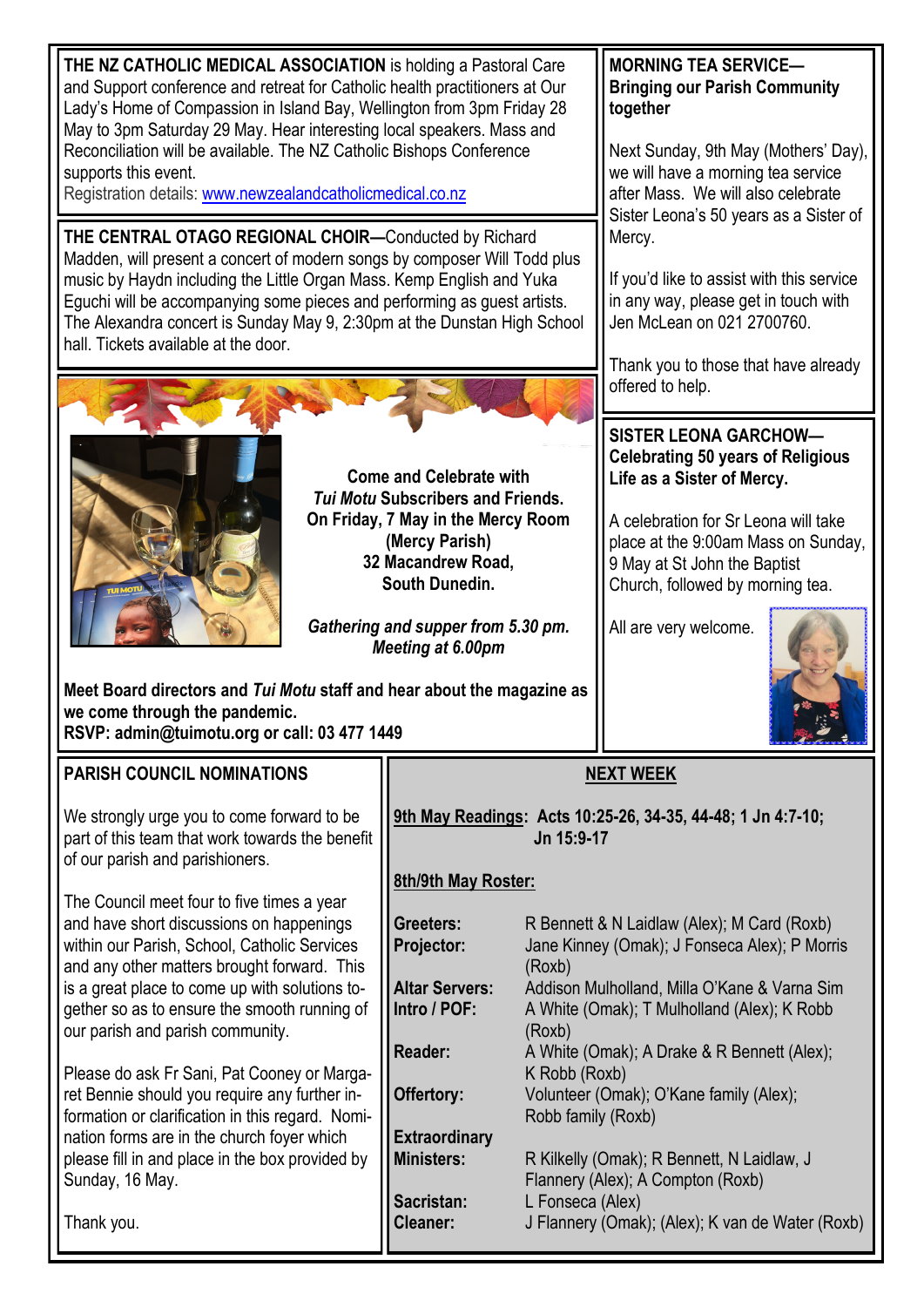**THE NZ CATHOLIC MEDICAL ASSOCIATION** is holding a Pastoral Care and Support conference and retreat for Catholic health practitioners at Our Lady's Home of Compassion in Island Bay, Wellington from 3pm Friday 28 May to 3pm Saturday 29 May. Hear interesting local speakers. Mass and Reconciliation will be available. The NZ Catholic Bishops Conference supports this event.
Registration details: www.newzealandcatholicmedical.co.nz

**THE CENTRAL OTAGO REGIONAL CHOIR—**Conducted by Richard Madden, will present a concert of modern songs by composer Will Todd plus music by Haydn including the Little Organ Mass. Kemp English and Yuka Eguchi will be accompanying some pieces and performing as guest artists. The Alexandra concert is Sunday May 9, 2:30pm at the Dunstan High School hall. Tickets available at the door.

**Come and Celebrate with *Tui Motu* Subscribers and Friends. On Friday, 7 May in the Mercy Room (Mercy Parish) 32 Macandrew Road, South Dunedin.**

***Gathering and supper from 5.30 pm. Meeting at 6.00pm***

**Meet Board directors and *Tui Motu* staff and hear about the magazine as we come through the pandemic.**
**RSVP: admin@tuimotu.org or call: 03 477 1449**

**MORNING TEA SERVICE—Bringing our Parish Community together**

Next Sunday, 9th May (Mothers' Day), we will have a morning tea service after Mass. We will also celebrate Sister Leona's 50 years as a Sister of Mercy.

If you'd like to assist with this service in any way, please get in touch with Jen McLean on 021 2700760.

Thank you to those that have already offered to help.

**SISTER LEONA GARCHOW—Celebrating 50 years of Religious Life as a Sister of Mercy.**

A celebration for Sr Leona will take place at the 9:00am Mass on Sunday, 9 May at St John the Baptist Church, followed by morning tea.

All are very welcome.

**PARISH COUNCIL NOMINATIONS**

We strongly urge you to come forward to be part of this team that work towards the benefit of our parish and parishioners.

The Council meet four to five times a year and have short discussions on happenings within our Parish, School, Catholic Services and any other matters brought forward. This is a great place to come up with solutions together so as to ensure the smooth running of our parish and parish community.

Please do ask Fr Sani, Pat Cooney or Margaret Bennie should you require any further information or clarification in this regard. Nomination forms are in the church foyer which please fill in and place in the box provided by Sunday, 16 May.

Thank you.

**NEXT WEEK**

**9th May Readings: Acts 10:25-26, 34-35, 44-48; 1 Jn 4:7-10; Jn 15:9-17**

**8th/9th May Roster:**

| | |
|---|---|
| **Greeters:** | R Bennett & N Laidlaw (Alex); M Card (Roxb) |
| **Projector:** | Jane Kinney (Omak); J Fonseca Alex); P Morris (Roxb) |
| **Altar Servers:** | Addison Mulholland, Milla O'Kane & Varna Sim |
| **Intro / POF:** | A White (Omak); T Mulholland (Alex); K Robb (Roxb) |
| **Reader:** | A White (Omak); A Drake & R Bennett (Alex); K Robb (Roxb) |
| **Offertory:** | Volunteer (Omak); O'Kane family (Alex); Robb family (Roxb) |
| **Extraordinary Ministers:** | R Kilkelly (Omak); R Bennett, N Laidlaw, J Flannery (Alex); A Compton (Roxb) |
| **Sacristan:** | L Fonseca (Alex) |
| **Cleaner:** | J Flannery (Omak); (Alex); K van de Water (Roxb) |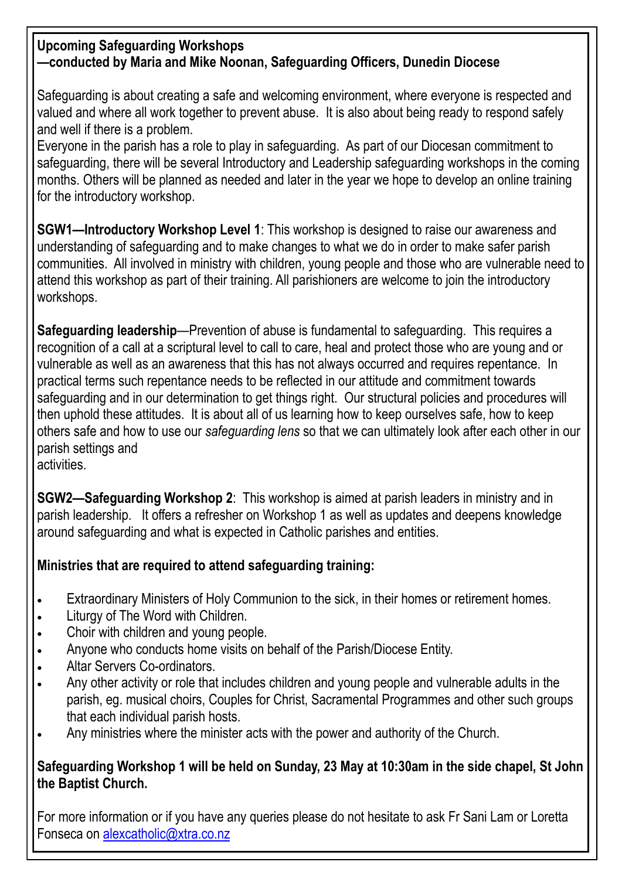**Upcoming Safeguarding Workshops**
**—conducted by Maria and Mike Noonan, Safeguarding Officers, Dunedin Diocese**

Safeguarding is about creating a safe and welcoming environment, where everyone is respected and valued and where all work together to prevent abuse. It is also about being ready to respond safely and well if there is a problem.
Everyone in the parish has a role to play in safeguarding. As part of our Diocesan commitment to safeguarding, there will be several Introductory and Leadership safeguarding workshops in the coming months. Others will be planned as needed and later in the year we hope to develop an online training for the introductory workshop.

**SGW1—Introductory Workshop Level 1**: This workshop is designed to raise our awareness and understanding of safeguarding and to make changes to what we do in order to make safer parish communities. All involved in ministry with children, young people and those who are vulnerable need to attend this workshop as part of their training. All parishioners are welcome to join the introductory workshops.

**Safeguarding leadership**—Prevention of abuse is fundamental to safeguarding. This requires a recognition of a call at a scriptural level to call to care, heal and protect those who are young and or vulnerable as well as an awareness that this has not always occurred and requires repentance. In practical terms such repentance needs to be reflected in our attitude and commitment towards safeguarding and in our determination to get things right. Our structural policies and procedures will then uphold these attitudes. It is about all of us learning how to keep ourselves safe, how to keep others safe and how to use our *safeguarding lens* so that we can ultimately look after each other in our parish settings and
activities.

**SGW2—Safeguarding Workshop 2**: This workshop is aimed at parish leaders in ministry and in parish leadership. It offers a refresher on Workshop 1 as well as updates and deepens knowledge around safeguarding and what is expected in Catholic parishes and entities.

**Ministries that are required to attend safeguarding training:**

- Extraordinary Ministers of Holy Communion to the sick, in their homes or retirement homes.
- Liturgy of The Word with Children.
- Choir with children and young people.
- Anyone who conducts home visits on behalf of the Parish/Diocese Entity.
- Altar Servers Co-ordinators.
- Any other activity or role that includes children and young people and vulnerable adults in the parish, eg. musical choirs, Couples for Christ, Sacramental Programmes and other such groups that each individual parish hosts.
- Any ministries where the minister acts with the power and authority of the Church.

**Safeguarding Workshop 1 will be held on Sunday, 23 May at 10:30am in the side chapel, St John the Baptist Church.**

For more information or if you have any queries please do not hesitate to ask Fr Sani Lam or Loretta Fonseca on alexcatholic@xtra.co.nz